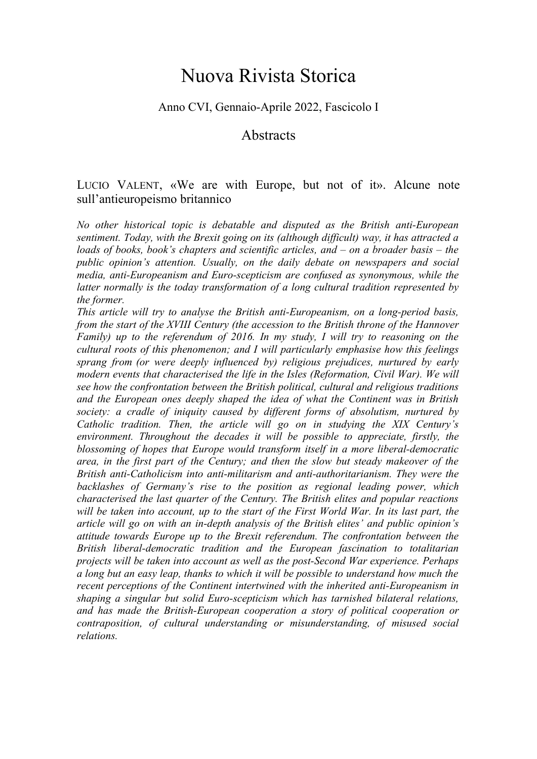# Nuova Rivista Storica

Anno CVI, Gennaio-Aprile 2022, Fascicolo I

## Abstracts

LUCIO VALENT, «We are with Europe, but not of it». Alcune note sull'antieuropeismo britannico

*No other historical topic is debatable and disputed as the British anti-European sentiment. Today, with the Brexit going on its (although difficult) way, it has attracted a loads of books, book's chapters and scientific articles, and – on a broader basis – the public opinion's attention. Usually, on the daily debate on newspapers and social media, anti-Europeanism and Euro-scepticism are confused as synonymous, while the latter normally is the today transformation of a long cultural tradition represented by the former.*

*This article will try to analyse the British anti-Europeanism, on a long-period basis, from the start of the XVIII Century (the accession to the British throne of the Hannover Family) up to the referendum of 2016. In my study, I will try to reasoning on the cultural roots of this phenomenon; and I will particularly emphasise how this feelings sprang from (or were deeply influenced by) religious prejudices, nurtured by early modern events that characterised the life in the Isles (Reformation, Civil War). We will see how the confrontation between the British political, cultural and religious traditions and the European ones deeply shaped the idea of what the Continent was in British society: a cradle of iniquity caused by different forms of absolutism, nurtured by Catholic tradition. Then, the article will go on in studying the XIX Century's environment. Throughout the decades it will be possible to appreciate, firstly, the blossoming of hopes that Europe would transform itself in a more liberal-democratic area, in the first part of the Century; and then the slow but steady makeover of the British anti-Catholicism into anti-militarism and anti-authoritarianism. They were the backlashes of Germany's rise to the position as regional leading power, which characterised the last quarter of the Century. The British elites and popular reactions will be taken into account, up to the start of the First World War. In its last part, the article will go on with an in-depth analysis of the British elites' and public opinion's attitude towards Europe up to the Brexit referendum. The confrontation between the British liberal-democratic tradition and the European fascination to totalitarian projects will be taken into account as well as the post-Second War experience. Perhaps a long but an easy leap, thanks to which it will be possible to understand how much the recent perceptions of the Continent intertwined with the inherited anti-Europeanism in shaping a singular but solid Euro-scepticism which has tarnished bilateral relations, and has made the British-European cooperation a story of political cooperation or contraposition, of cultural understanding or misunderstanding, of misused social relations.*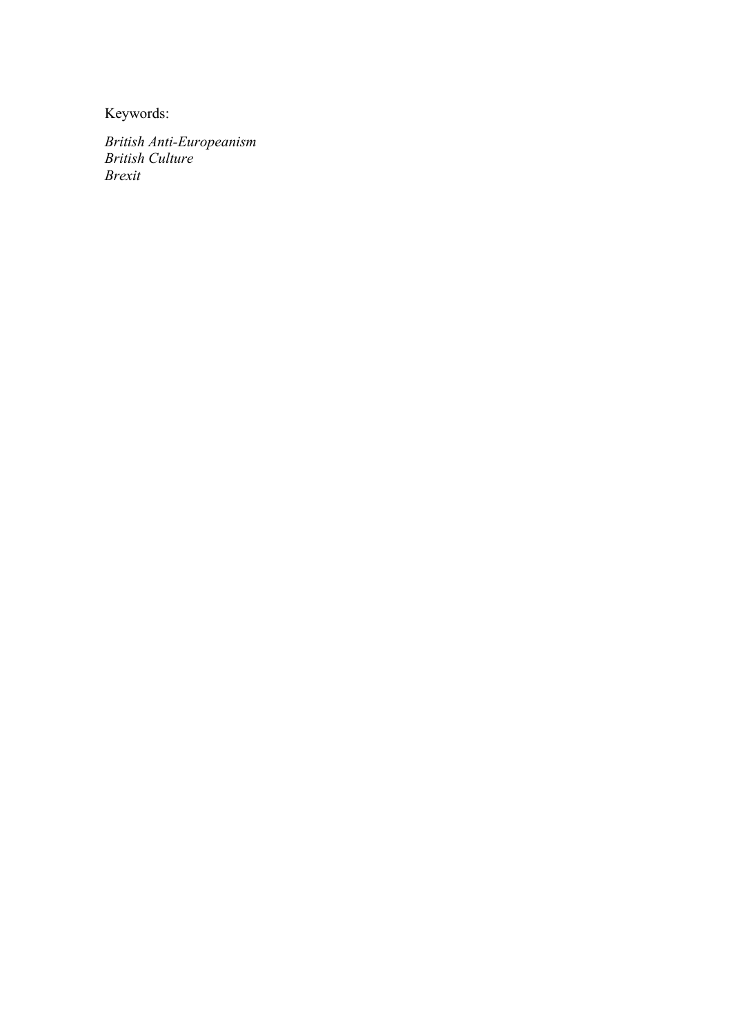Keywords:

*British Anti-Europeanism*
*British Culture*
*Brexit*